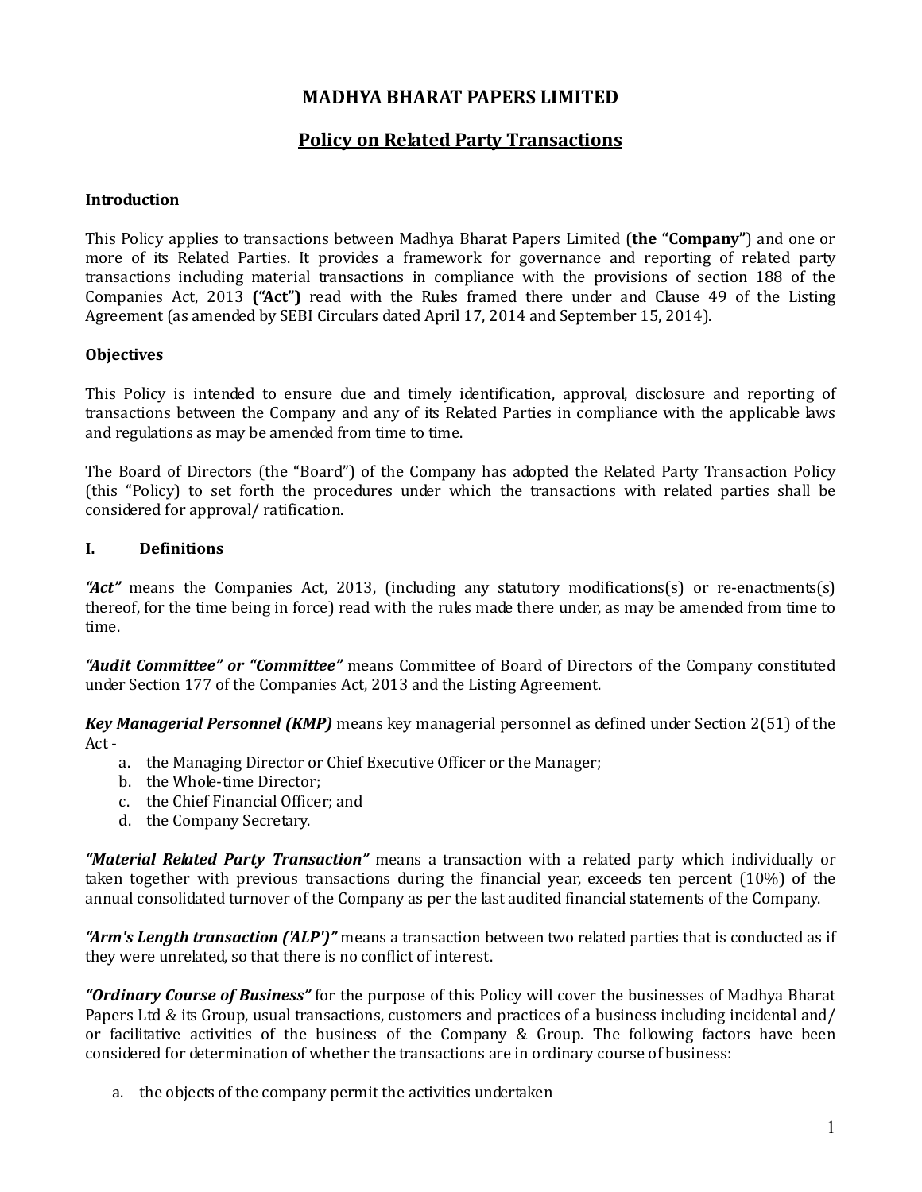# MADHYA BHARAT PAPERS LIMITED

## Policy on Related Party Transactions

### Introduction

This Policy applies to transactions between Madhya Bharat Papers Limited (**the "Company"**) and one or more of its Related Parties. It provides a framework for governance and reporting of related party transactions including material transactions in compliance with the provisions of section 188 of the Companies Act, 2013 **("Act")** read with the Rules framed there under and Clause 49 of the Listing Agreement (as amended by SEBI Circulars dated April 17, 2014 and September 15, 2014).

### Objectives

This Policy is intended to ensure due and timely identification, approval, disclosure and reporting of transactions between the Company and any of its Related Parties in compliance with the applicable laws and regulations as may be amended from time to time.

The Board of Directors (the "Board") of the Company has adopted the Related Party Transaction Policy (this "Policy) to set forth the procedures under which the transactions with related parties shall be considered for approval/ ratification.

### I. Definitions

***"Act"*** means the Companies Act, 2013, (including any statutory modifications(s) or re-enactments(s) thereof, for the time being in force) read with the rules made there under, as may be amended from time to time.

***"Audit Committee" or "Committee"*** means Committee of Board of Directors of the Company constituted under Section 177 of the Companies Act, 2013 and the Listing Agreement.

***Key Managerial Personnel (KMP)*** means key managerial personnel as defined under Section 2(51) of the Act -

a. the Managing Director or Chief Executive Officer or the Manager;
b. the Whole-time Director;
c. the Chief Financial Officer; and
d. the Company Secretary.

***"Material Related Party Transaction"*** means a transaction with a related party which individually or taken together with previous transactions during the financial year, exceeds ten percent (10%) of the annual consolidated turnover of the Company as per the last audited financial statements of the Company.

***"Arm's Length transaction ('ALP')"*** means a transaction between two related parties that is conducted as if they were unrelated, so that there is no conflict of interest.

***"Ordinary Course of Business"*** for the purpose of this Policy will cover the businesses of Madhya Bharat Papers Ltd & its Group, usual transactions, customers and practices of a business including incidental and/ or facilitative activities of the business of the Company & Group. The following factors have been considered for determination of whether the transactions are in ordinary course of business:

a. the objects of the company permit the activities undertaken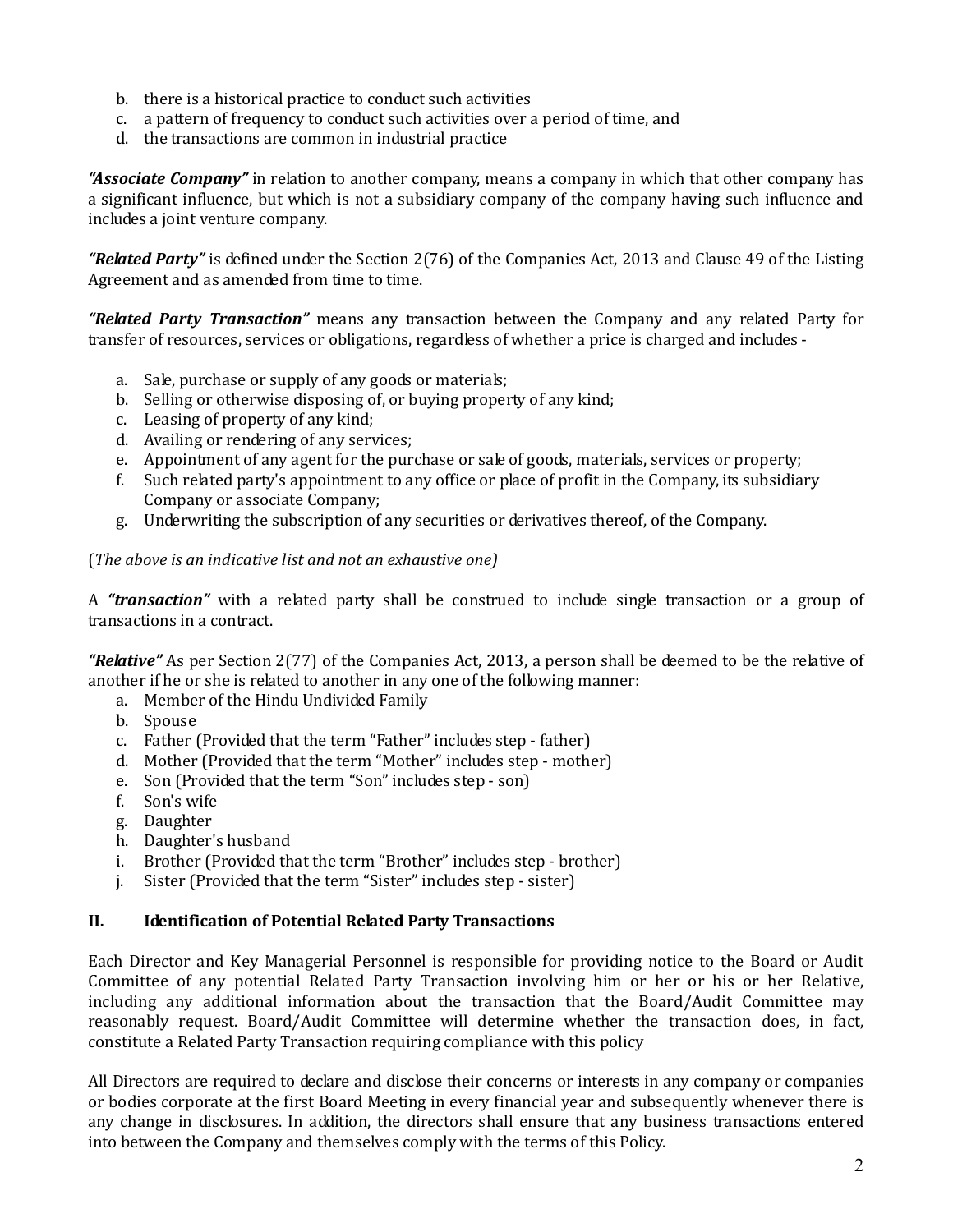b. there is a historical practice to conduct such activities
c. a pattern of frequency to conduct such activities over a period of time, and
d. the transactions are common in industrial practice

***"Associate Company"*** in relation to another company, means a company in which that other company has a significant influence, but which is not a subsidiary company of the company having such influence and includes a joint venture company.

***"Related Party"*** is defined under the Section 2(76) of the Companies Act, 2013 and Clause 49 of the Listing Agreement and as amended from time to time.

***"Related Party Transaction"*** means any transaction between the Company and any related Party for transfer of resources, services or obligations, regardless of whether a price is charged and includes -

a. Sale, purchase or supply of any goods or materials;
b. Selling or otherwise disposing of, or buying property of any kind;
c. Leasing of property of any kind;
d. Availing or rendering of any services;
e. Appointment of any agent for the purchase or sale of goods, materials, services or property;
f. Such related party's appointment to any office or place of profit in the Company, its subsidiary Company or associate Company;
g. Underwriting the subscription of any securities or derivatives thereof, of the Company.

(*The above is an indicative list and not an exhaustive one)*

A ***"transaction"*** with a related party shall be construed to include single transaction or a group of transactions in a contract.

***"Relative"*** As per Section 2(77) of the Companies Act, 2013, a person shall be deemed to be the relative of another if he or she is related to another in any one of the following manner:

a. Member of the Hindu Undivided Family
b. Spouse
c. Father (Provided that the term "Father" includes step - father)
d. Mother (Provided that the term "Mother" includes step - mother)
e. Son (Provided that the term "Son" includes step - son)
f. Son's wife
g. Daughter
h. Daughter's husband
i. Brother (Provided that the term "Brother" includes step - brother)
j. Sister (Provided that the term "Sister" includes step - sister)

## II. Identification of Potential Related Party Transactions

Each Director and Key Managerial Personnel is responsible for providing notice to the Board or Audit Committee of any potential Related Party Transaction involving him or her or his or her Relative, including any additional information about the transaction that the Board/Audit Committee may reasonably request. Board/Audit Committee will determine whether the transaction does, in fact, constitute a Related Party Transaction requiring compliance with this policy

All Directors are required to declare and disclose their concerns or interests in any company or companies or bodies corporate at the first Board Meeting in every financial year and subsequently whenever there is any change in disclosures. In addition, the directors shall ensure that any business transactions entered into between the Company and themselves comply with the terms of this Policy.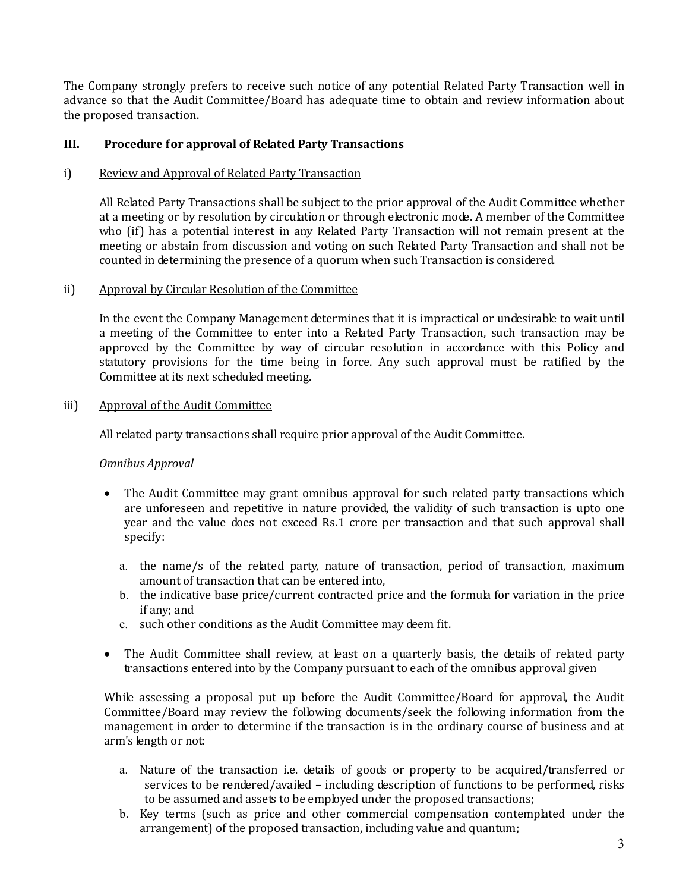The Company strongly prefers to receive such notice of any potential Related Party Transaction well in advance so that the Audit Committee/Board has adequate time to obtain and review information about the proposed transaction.

## III. Procedure for approval of Related Party Transactions

i) <u>Review and Approval of Related Party Transaction</u>

All Related Party Transactions shall be subject to the prior approval of the Audit Committee whether at a meeting or by resolution by circulation or through electronic mode. A member of the Committee who (if) has a potential interest in any Related Party Transaction will not remain present at the meeting or abstain from discussion and voting on such Related Party Transaction and shall not be counted in determining the presence of a quorum when such Transaction is considered.

ii) <u>Approval by Circular Resolution of the Committee</u>

In the event the Company Management determines that it is impractical or undesirable to wait until a meeting of the Committee to enter into a Related Party Transaction, such transaction may be approved by the Committee by way of circular resolution in accordance with this Policy and statutory provisions for the time being in force. Any such approval must be ratified by the Committee at its next scheduled meeting.

iii) <u>Approval of the Audit Committee</u>

All related party transactions shall require prior approval of the Audit Committee.

*<u>Omnibus Approval</u>*

- The Audit Committee may grant omnibus approval for such related party transactions which are unforeseen and repetitive in nature provided, the validity of such transaction is upto one year and the value does not exceed Rs.1 crore per transaction and that such approval shall specify:

  a. the name/s of the related party, nature of transaction, period of transaction, maximum amount of transaction that can be entered into,
  b. the indicative base price/current contracted price and the formula for variation in the price if any; and
  c. such other conditions as the Audit Committee may deem fit.

- The Audit Committee shall review, at least on a quarterly basis, the details of related party transactions entered into by the Company pursuant to each of the omnibus approval given

While assessing a proposal put up before the Audit Committee/Board for approval, the Audit Committee/Board may review the following documents/seek the following information from the management in order to determine if the transaction is in the ordinary course of business and at arm's length or not:

a. Nature of the transaction i.e. details of goods or property to be acquired/transferred or services to be rendered/availed – including description of functions to be performed, risks to be assumed and assets to be employed under the proposed transactions;
b. Key terms (such as price and other commercial compensation contemplated under the arrangement) of the proposed transaction, including value and quantum;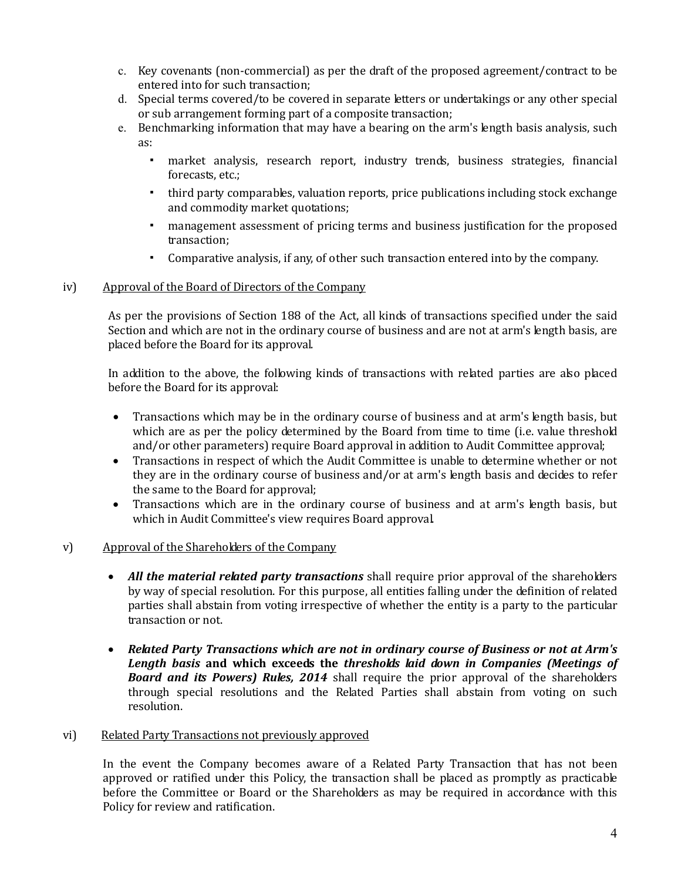c. Key covenants (non-commercial) as per the draft of the proposed agreement/contract to be entered into for such transaction;
d. Special terms covered/to be covered in separate letters or undertakings or any other special or sub arrangement forming part of a composite transaction;
e. Benchmarking information that may have a bearing on the arm's length basis analysis, such as:
    - market analysis, research report, industry trends, business strategies, financial forecasts, etc.;
    - third party comparables, valuation reports, price publications including stock exchange and commodity market quotations;
    - management assessment of pricing terms and business justification for the proposed transaction;
    - Comparative analysis, if any, of other such transaction entered into by the company.

iv) <u>Approval of the Board of Directors of the Company</u>

As per the provisions of Section 188 of the Act, all kinds of transactions specified under the said Section and which are not in the ordinary course of business and are not at arm's length basis, are placed before the Board for its approval.

In addition to the above, the following kinds of transactions with related parties are also placed before the Board for its approval:

- Transactions which may be in the ordinary course of business and at arm's length basis, but which are as per the policy determined by the Board from time to time (i.e. value threshold and/or other parameters) require Board approval in addition to Audit Committee approval;
- Transactions in respect of which the Audit Committee is unable to determine whether or not they are in the ordinary course of business and/or at arm's length basis and decides to refer the same to the Board for approval;
- Transactions which are in the ordinary course of business and at arm's length basis, but which in Audit Committee's view requires Board approval.

v) <u>Approval of the Shareholders of the Company</u>

- ***All the material related party transactions*** shall require prior approval of the shareholders by way of special resolution. For this purpose, all entities falling under the definition of related parties shall abstain from voting irrespective of whether the entity is a party to the particular transaction or not.

- ***Related Party Transactions which are not in ordinary course of Business or not at Arm's Length basis*** **and which exceeds the** ***thresholds laid down in Companies (Meetings of Board and its Powers) Rules, 2014*** shall require the prior approval of the shareholders through special resolutions and the Related Parties shall abstain from voting on such resolution.

vi) <u>Related Party Transactions not previously approved</u>

In the event the Company becomes aware of a Related Party Transaction that has not been approved or ratified under this Policy, the transaction shall be placed as promptly as practicable before the Committee or Board or the Shareholders as may be required in accordance with this Policy for review and ratification.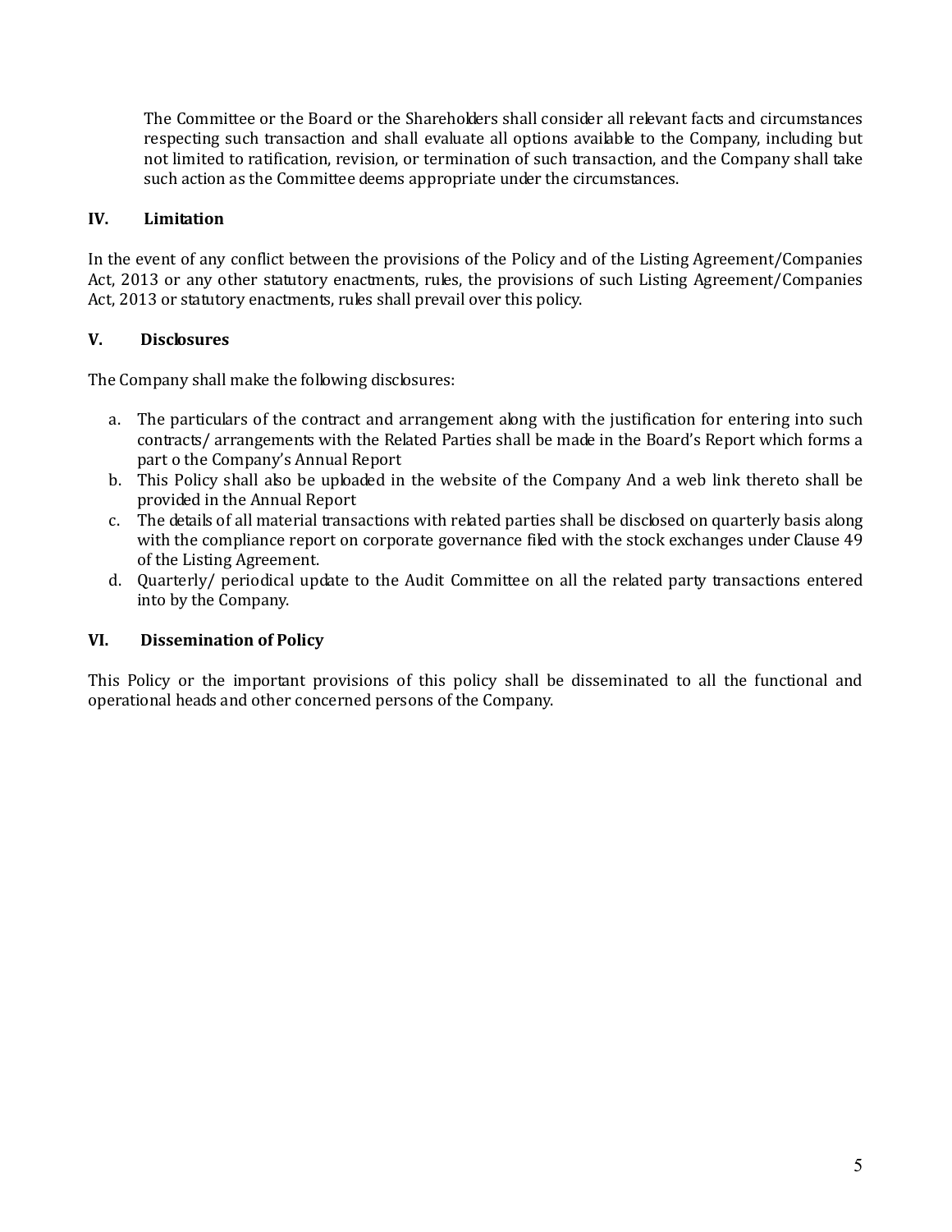The Committee or the Board or the Shareholders shall consider all relevant facts and circumstances respecting such transaction and shall evaluate all options available to the Company, including but not limited to ratification, revision, or termination of such transaction, and the Company shall take such action as the Committee deems appropriate under the circumstances.

## IV. Limitation

In the event of any conflict between the provisions of the Policy and of the Listing Agreement/Companies Act, 2013 or any other statutory enactments, rules, the provisions of such Listing Agreement/Companies Act, 2013 or statutory enactments, rules shall prevail over this policy.

## V. Disclosures

The Company shall make the following disclosures:

a. The particulars of the contract and arrangement along with the justification for entering into such contracts/ arrangements with the Related Parties shall be made in the Board's Report which forms a part o the Company's Annual Report
b. This Policy shall also be uploaded in the website of the Company And a web link thereto shall be provided in the Annual Report
c. The details of all material transactions with related parties shall be disclosed on quarterly basis along with the compliance report on corporate governance filed with the stock exchanges under Clause 49 of the Listing Agreement.
d. Quarterly/ periodical update to the Audit Committee on all the related party transactions entered into by the Company.

## VI. Dissemination of Policy

This Policy or the important provisions of this policy shall be disseminated to all the functional and operational heads and other concerned persons of the Company.